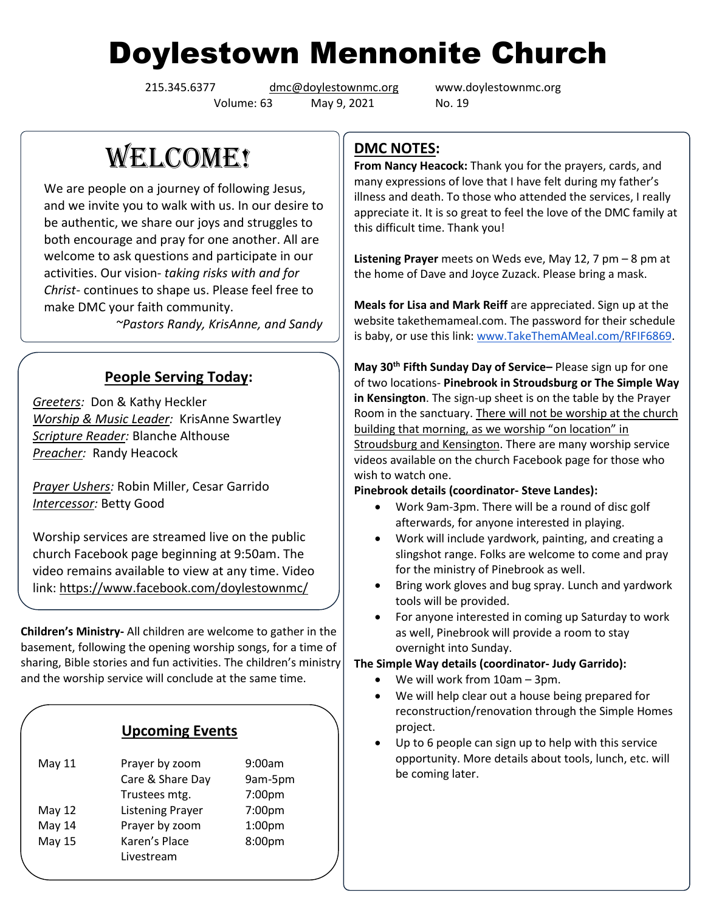# Doylestown Mennonite Church

215.345.6377 dmc@doylestownmc.org www.doylestownmc.org
Volume: 63 May 9, 2021 No. 19

## WELCOME!

We are people on a journey of following Jesus, and we invite you to walk with us. In our desire to be authentic, we share our joys and struggles to both encourage and pray for one another. All are welcome to ask questions and participate in our activities. Our vision- *taking risks with and for Christ*- continues to shape us. Please feel free to make DMC your faith community.

*~Pastors Randy, KrisAnne, and Sandy*

### People Serving Today:

*Greeters:* Don & Kathy Heckler
*Worship & Music Leader:* KrisAnne Swartley
*Scripture Reader:* Blanche Althouse
*Preacher:* Randy Heacock

*Prayer Ushers:* Robin Miller, Cesar Garrido
*Intercessor:* Betty Good

Worship services are streamed live on the public church Facebook page beginning at 9:50am. The video remains available to view at any time. Video link: https://www.facebook.com/doylestownmc/

**Children's Ministry-** All children are welcome to gather in the basement, following the opening worship songs, for a time of sharing, Bible stories and fun activities. The children's ministry and the worship service will conclude at the same time.

### Upcoming Events

| | | |
|---|---|---|
| May 11 | Prayer by zoom | 9:00am |
| | Care & Share Day | 9am-5pm |
| | Trustees mtg. | 7:00pm |
| May 12 | Listening Prayer | 7:00pm |
| May 14 | Prayer by zoom | 1:00pm |
| May 15 | Karen's Place Livestream | 8:00pm |

## DMC NOTES:

**From Nancy Heacock:** Thank you for the prayers, cards, and many expressions of love that I have felt during my father's illness and death. To those who attended the services, I really appreciate it. It is so great to feel the love of the DMC family at this difficult time. Thank you!

**Listening Prayer** meets on Weds eve, May 12, 7 pm – 8 pm at the home of Dave and Joyce Zuzack. Please bring a mask.

**Meals for Lisa and Mark Reiff** are appreciated. Sign up at the website takethemameal.com. The password for their schedule is baby, or use this link: www.TakeThemAMeal.com/RFIF6869.

**May 30th Fifth Sunday Day of Service–** Please sign up for one of two locations- **Pinebrook in Stroudsburg or The Simple Way in Kensington**. The sign-up sheet is on the table by the Prayer Room in the sanctuary. There will not be worship at the church building that morning, as we worship "on location" in Stroudsburg and Kensington. There are many worship service videos available on the church Facebook page for those who wish to watch one.

**Pinebrook details (coordinator- Steve Landes):**

- Work 9am-3pm. There will be a round of disc golf afterwards, for anyone interested in playing.
- Work will include yardwork, painting, and creating a slingshot range. Folks are welcome to come and pray for the ministry of Pinebrook as well.
- Bring work gloves and bug spray. Lunch and yardwork tools will be provided.
- For anyone interested in coming up Saturday to work as well, Pinebrook will provide a room to stay overnight into Sunday.

**The Simple Way details (coordinator- Judy Garrido):**

- We will work from 10am – 3pm.
- We will help clear out a house being prepared for reconstruction/renovation through the Simple Homes project.
- Up to 6 people can sign up to help with this service opportunity. More details about tools, lunch, etc. will be coming later.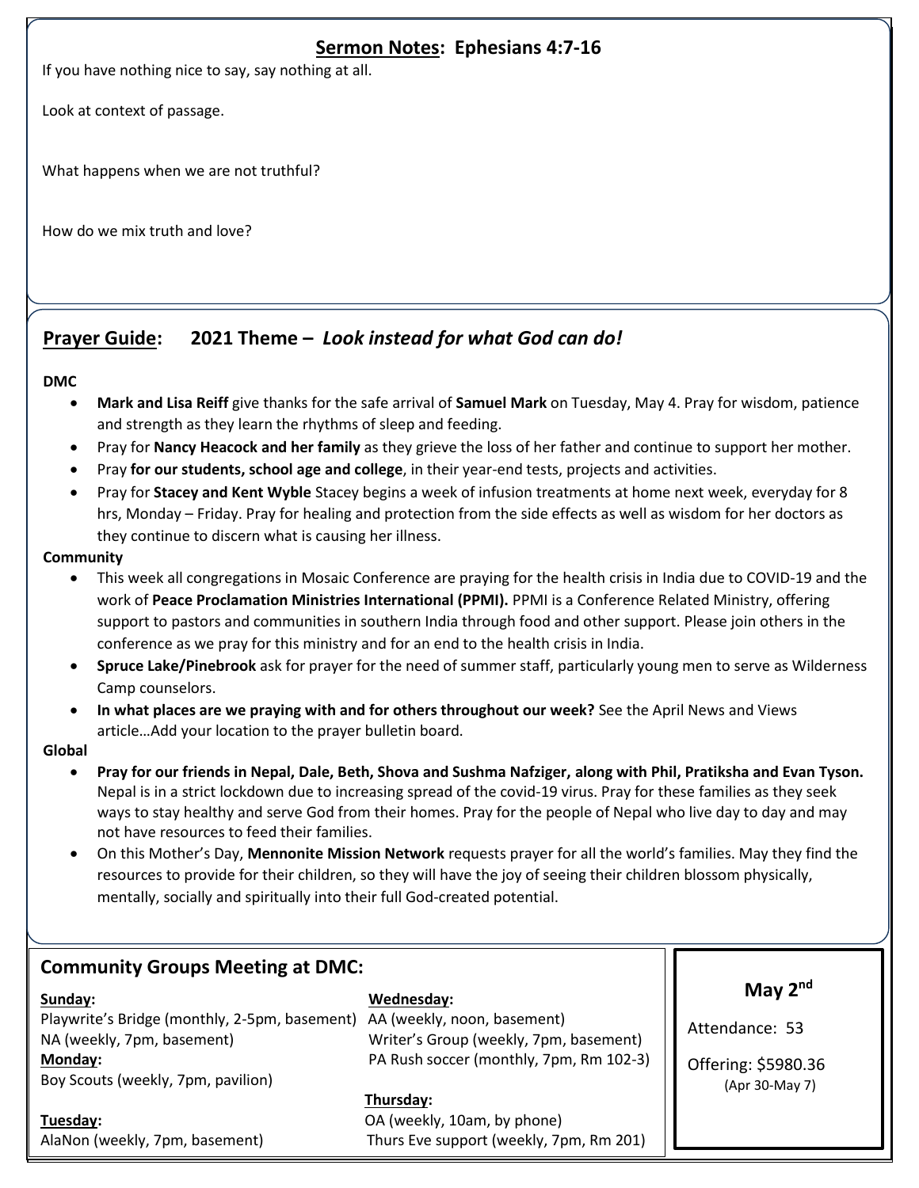## Sermon Notes: Ephesians 4:7-16

If you have nothing nice to say, say nothing at all.

Look at context of passage.

What happens when we are not truthful?

How do we mix truth and love?

## Prayer Guide: 2021 Theme – *Look instead for what God can do!*

**DMC**

- **Mark and Lisa Reiff** give thanks for the safe arrival of **Samuel Mark** on Tuesday, May 4. Pray for wisdom, patience and strength as they learn the rhythms of sleep and feeding.
- Pray for **Nancy Heacock and her family** as they grieve the loss of her father and continue to support her mother.
- Pray **for our students, school age and college**, in their year-end tests, projects and activities.
- Pray for **Stacey and Kent Wyble** Stacey begins a week of infusion treatments at home next week, everyday for 8 hrs, Monday – Friday. Pray for healing and protection from the side effects as well as wisdom for her doctors as they continue to discern what is causing her illness.

**Community**

- This week all congregations in Mosaic Conference are praying for the health crisis in India due to COVID-19 and the work of **Peace Proclamation Ministries International (PPMI).** PPMI is a Conference Related Ministry, offering support to pastors and communities in southern India through food and other support. Please join others in the conference as we pray for this ministry and for an end to the health crisis in India.
- **Spruce Lake/Pinebrook** ask for prayer for the need of summer staff, particularly young men to serve as Wilderness Camp counselors.
- **In what places are we praying with and for others throughout our week?** See the April News and Views article…Add your location to the prayer bulletin board.

**Global**

- **Pray for our friends in Nepal, Dale, Beth, Shova and Sushma Nafziger, along with Phil, Pratiksha and Evan Tyson.** Nepal is in a strict lockdown due to increasing spread of the covid-19 virus. Pray for these families as they seek ways to stay healthy and serve God from their homes. Pray for the people of Nepal who live day to day and may not have resources to feed their families.
- On this Mother's Day, **Mennonite Mission Network** requests prayer for all the world's families. May they find the resources to provide for their children, so they will have the joy of seeing their children blossom physically, mentally, socially and spiritually into their full God-created potential.

## Community Groups Meeting at DMC:

**Sunday:**
Playwrite's Bridge (monthly, 2-5pm, basement)
NA (weekly, 7pm, basement)

**Monday:**
Boy Scouts (weekly, 7pm, pavilion)

**Tuesday:**
AlaNon (weekly, 7pm, basement)

**Wednesday:**
AA (weekly, noon, basement)
Writer's Group (weekly, 7pm, basement)
PA Rush soccer (monthly, 7pm, Rm 102-3)

**Thursday:**
OA (weekly, 10am, by phone)
Thurs Eve support (weekly, 7pm, Rm 201)

**May 2nd**

Attendance: 53

Offering: $5980.36
(Apr 30-May 7)